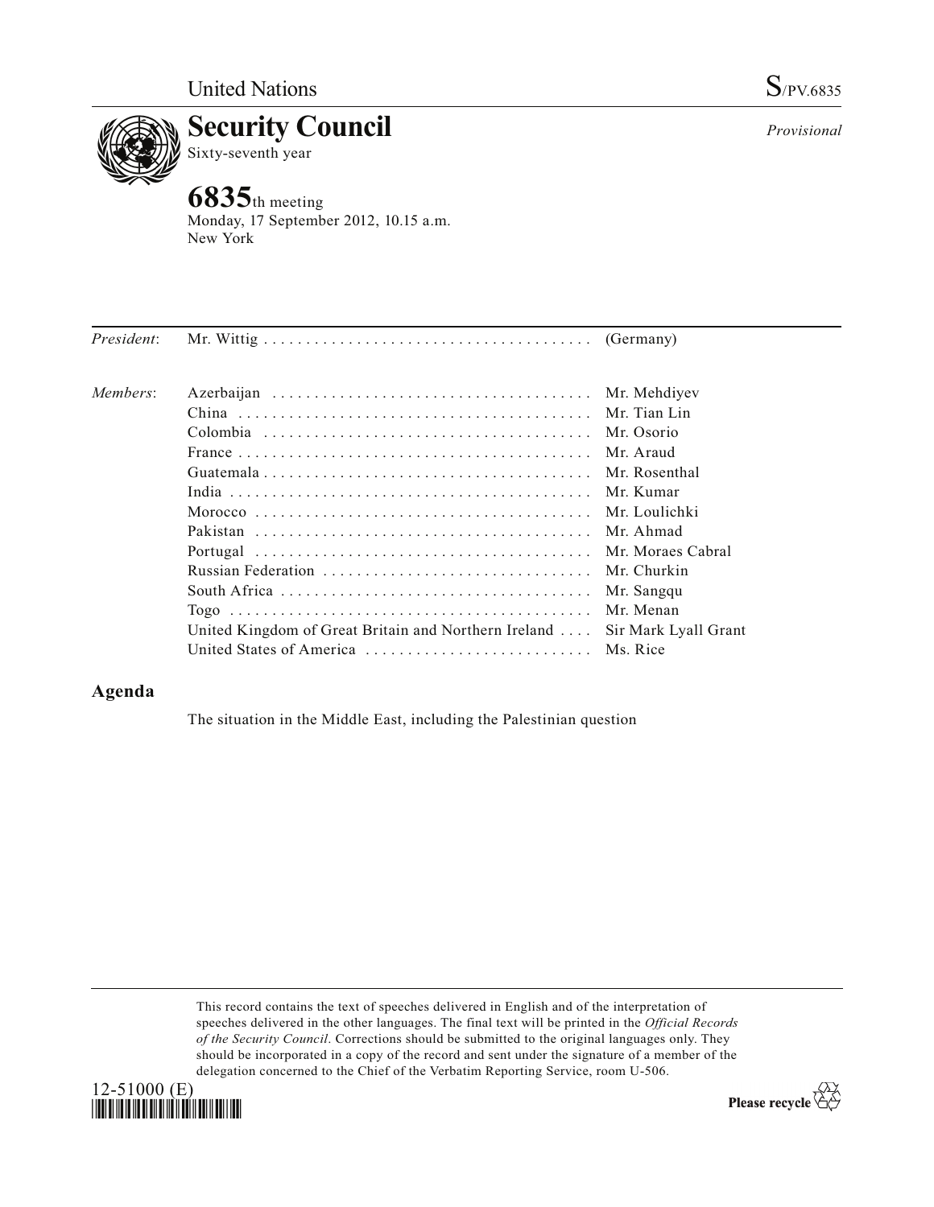United Nations S/PV.6835

# Security Council

Sixty-seventh year

*Provisional*

## 6835th meeting

Monday, 17 September 2012, 10.15 a.m.
New York

| | | |
|---|---|---|
| *President*: | Mr. Wittig | (Germany) |
| *Members*: | Azerbaijan | Mr. Mehdiyev |
| | China | Mr. Tian Lin |
| | Colombia | Mr. Osorio |
| | France | Mr. Araud |
| | Guatemala | Mr. Rosenthal |
| | India | Mr. Kumar |
| | Morocco | Mr. Loulichki |
| | Pakistan | Mr. Ahmad |
| | Portugal | Mr. Moraes Cabral |
| | Russian Federation | Mr. Churkin |
| | South Africa | Mr. Sangqu |
| | Togo | Mr. Menan |
| | United Kingdom of Great Britain and Northern Ireland | Sir Mark Lyall Grant |
| | United States of America | Ms. Rice |

## Agenda

The situation in the Middle East, including the Palestinian question

This record contains the text of speeches delivered in English and of the interpretation of speeches delivered in the other languages. The final text will be printed in the *Official Records of the Security Council*. Corrections should be submitted to the original languages only. They should be incorporated in a copy of the record and sent under the signature of a member of the delegation concerned to the Chief of the Verbatim Reporting Service, room U-506.

12-51000 (E)

Please recycle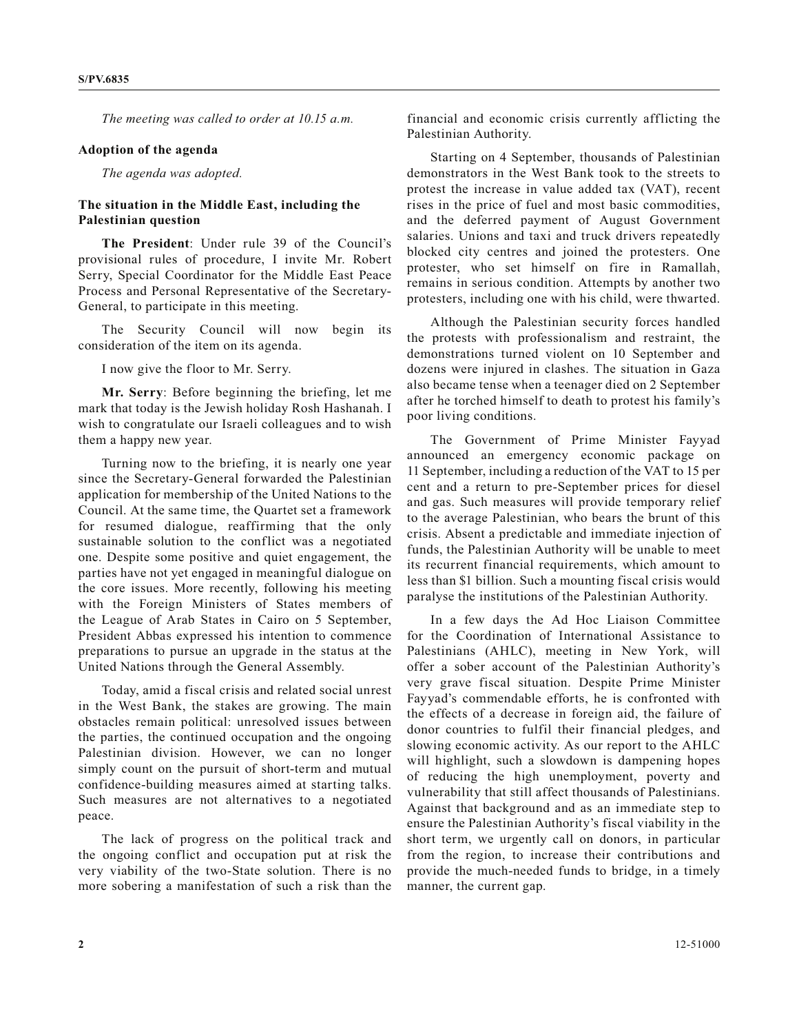*The meeting was called to order at 10.15 a.m.*

**Adoption of the agenda**

*The agenda was adopted.*

**The situation in the Middle East, including the Palestinian question**

**The President**: Under rule 39 of the Council's provisional rules of procedure, I invite Mr. Robert Serry, Special Coordinator for the Middle East Peace Process and Personal Representative of the Secretary-General, to participate in this meeting.

The Security Council will now begin its consideration of the item on its agenda.

I now give the floor to Mr. Serry.

**Mr. Serry**: Before beginning the briefing, let me mark that today is the Jewish holiday Rosh Hashanah. I wish to congratulate our Israeli colleagues and to wish them a happy new year.

Turning now to the briefing, it is nearly one year since the Secretary-General forwarded the Palestinian application for membership of the United Nations to the Council. At the same time, the Quartet set a framework for resumed dialogue, reaffirming that the only sustainable solution to the conflict was a negotiated one. Despite some positive and quiet engagement, the parties have not yet engaged in meaningful dialogue on the core issues. More recently, following his meeting with the Foreign Ministers of States members of the League of Arab States in Cairo on 5 September, President Abbas expressed his intention to commence preparations to pursue an upgrade in the status at the United Nations through the General Assembly.

Today, amid a fiscal crisis and related social unrest in the West Bank, the stakes are growing. The main obstacles remain political: unresolved issues between the parties, the continued occupation and the ongoing Palestinian division. However, we can no longer simply count on the pursuit of short-term and mutual confidence-building measures aimed at starting talks. Such measures are not alternatives to a negotiated peace.

The lack of progress on the political track and the ongoing conflict and occupation put at risk the very viability of the two-State solution. There is no more sobering a manifestation of such a risk than the financial and economic crisis currently afflicting the Palestinian Authority.

Starting on 4 September, thousands of Palestinian demonstrators in the West Bank took to the streets to protest the increase in value added tax (VAT), recent rises in the price of fuel and most basic commodities, and the deferred payment of August Government salaries. Unions and taxi and truck drivers repeatedly blocked city centres and joined the protesters. One protester, who set himself on fire in Ramallah, remains in serious condition. Attempts by another two protesters, including one with his child, were thwarted.

Although the Palestinian security forces handled the protests with professionalism and restraint, the demonstrations turned violent on 10 September and dozens were injured in clashes. The situation in Gaza also became tense when a teenager died on 2 September after he torched himself to death to protest his family's poor living conditions.

The Government of Prime Minister Fayyad announced an emergency economic package on 11 September, including a reduction of the VAT to 15 per cent and a return to pre-September prices for diesel and gas. Such measures will provide temporary relief to the average Palestinian, who bears the brunt of this crisis. Absent a predictable and immediate injection of funds, the Palestinian Authority will be unable to meet its recurrent financial requirements, which amount to less than $1 billion. Such a mounting fiscal crisis would paralyse the institutions of the Palestinian Authority.

In a few days the Ad Hoc Liaison Committee for the Coordination of International Assistance to Palestinians (AHLC), meeting in New York, will offer a sober account of the Palestinian Authority's very grave fiscal situation. Despite Prime Minister Fayyad's commendable efforts, he is confronted with the effects of a decrease in foreign aid, the failure of donor countries to fulfil their financial pledges, and slowing economic activity. As our report to the AHLC will highlight, such a slowdown is dampening hopes of reducing the high unemployment, poverty and vulnerability that still affect thousands of Palestinians. Against that background and as an immediate step to ensure the Palestinian Authority's fiscal viability in the short term, we urgently call on donors, in particular from the region, to increase their contributions and provide the much-needed funds to bridge, in a timely manner, the current gap.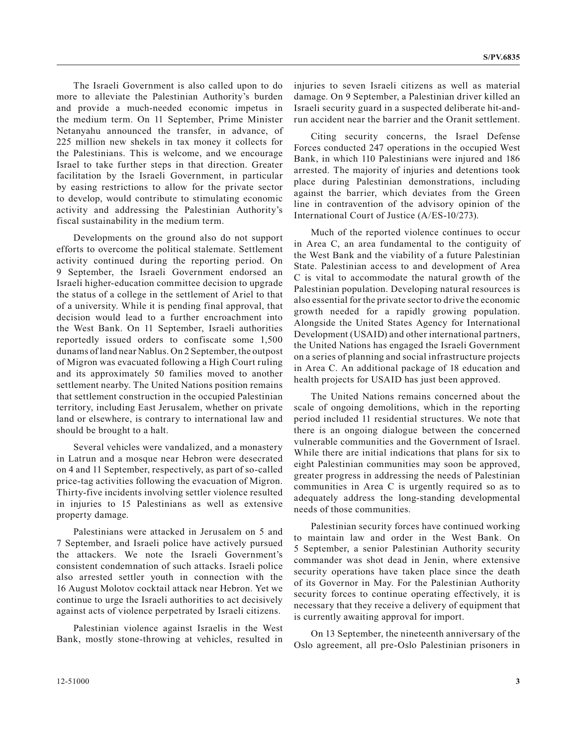The Israeli Government is also called upon to do more to alleviate the Palestinian Authority's burden and provide a much-needed economic impetus in the medium term. On 11 September, Prime Minister Netanyahu announced the transfer, in advance, of 225 million new shekels in tax money it collects for the Palestinians. This is welcome, and we encourage Israel to take further steps in that direction. Greater facilitation by the Israeli Government, in particular by easing restrictions to allow for the private sector to develop, would contribute to stimulating economic activity and addressing the Palestinian Authority's fiscal sustainability in the medium term.

Developments on the ground also do not support efforts to overcome the political stalemate. Settlement activity continued during the reporting period. On 9 September, the Israeli Government endorsed an Israeli higher-education committee decision to upgrade the status of a college in the settlement of Ariel to that of a university. While it is pending final approval, that decision would lead to a further encroachment into the West Bank. On 11 September, Israeli authorities reportedly issued orders to confiscate some 1,500 dunams of land near Nablus. On 2 September, the outpost of Migron was evacuated following a High Court ruling and its approximately 50 families moved to another settlement nearby. The United Nations position remains that settlement construction in the occupied Palestinian territory, including East Jerusalem, whether on private land or elsewhere, is contrary to international law and should be brought to a halt.

Several vehicles were vandalized, and a monastery in Latrun and a mosque near Hebron were desecrated on 4 and 11 September, respectively, as part of so-called price-tag activities following the evacuation of Migron. Thirty-five incidents involving settler violence resulted in injuries to 15 Palestinians as well as extensive property damage.

Palestinians were attacked in Jerusalem on 5 and 7 September, and Israeli police have actively pursued the attackers. We note the Israeli Government's consistent condemnation of such attacks. Israeli police also arrested settler youth in connection with the 16 August Molotov cocktail attack near Hebron. Yet we continue to urge the Israeli authorities to act decisively against acts of violence perpetrated by Israeli citizens.

Palestinian violence against Israelis in the West Bank, mostly stone-throwing at vehicles, resulted in injuries to seven Israeli citizens as well as material damage. On 9 September, a Palestinian driver killed an Israeli security guard in a suspected deliberate hit-and-run accident near the barrier and the Oranit settlement.

Citing security concerns, the Israel Defense Forces conducted 247 operations in the occupied West Bank, in which 110 Palestinians were injured and 186 arrested. The majority of injuries and detentions took place during Palestinian demonstrations, including against the barrier, which deviates from the Green line in contravention of the advisory opinion of the International Court of Justice (A/ES-10/273).

Much of the reported violence continues to occur in Area C, an area fundamental to the contiguity of the West Bank and the viability of a future Palestinian State. Palestinian access to and development of Area C is vital to accommodate the natural growth of the Palestinian population. Developing natural resources is also essential for the private sector to drive the economic growth needed for a rapidly growing population. Alongside the United States Agency for International Development (USAID) and other international partners, the United Nations has engaged the Israeli Government on a series of planning and social infrastructure projects in Area C. An additional package of 18 education and health projects for USAID has just been approved.

The United Nations remains concerned about the scale of ongoing demolitions, which in the reporting period included 11 residential structures. We note that there is an ongoing dialogue between the concerned vulnerable communities and the Government of Israel. While there are initial indications that plans for six to eight Palestinian communities may soon be approved, greater progress in addressing the needs of Palestinian communities in Area C is urgently required so as to adequately address the long-standing developmental needs of those communities.

Palestinian security forces have continued working to maintain law and order in the West Bank. On 5 September, a senior Palestinian Authority security commander was shot dead in Jenin, where extensive security operations have taken place since the death of its Governor in May. For the Palestinian Authority security forces to continue operating effectively, it is necessary that they receive a delivery of equipment that is currently awaiting approval for import.

On 13 September, the nineteenth anniversary of the Oslo agreement, all pre-Oslo Palestinian prisoners in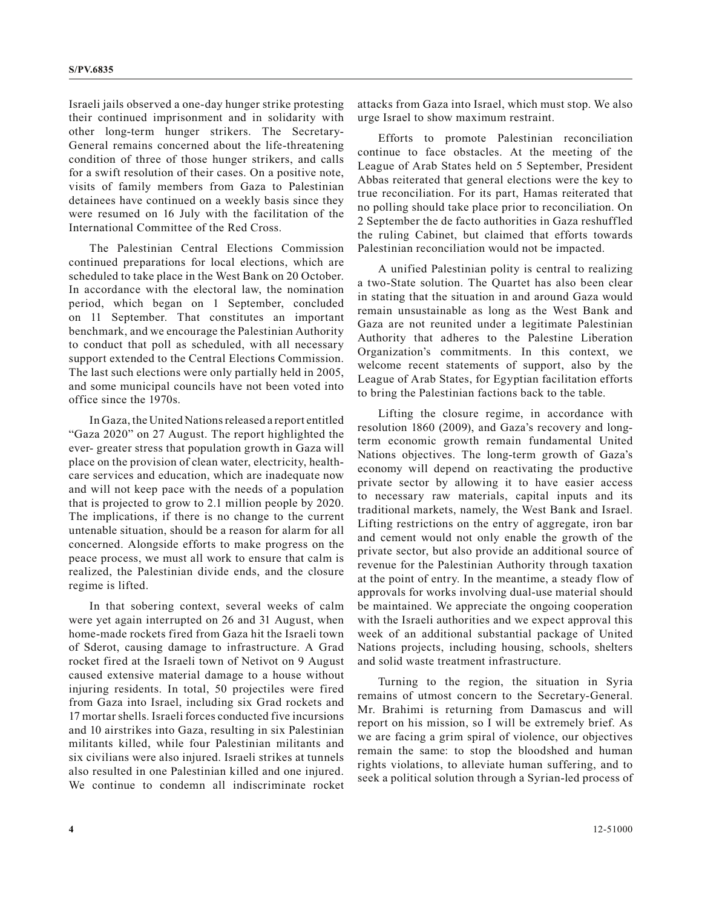Israeli jails observed a one-day hunger strike protesting their continued imprisonment and in solidarity with other long-term hunger strikers. The Secretary-General remains concerned about the life-threatening condition of three of those hunger strikers, and calls for a swift resolution of their cases. On a positive note, visits of family members from Gaza to Palestinian detainees have continued on a weekly basis since they were resumed on 16 July with the facilitation of the International Committee of the Red Cross.

The Palestinian Central Elections Commission continued preparations for local elections, which are scheduled to take place in the West Bank on 20 October. In accordance with the electoral law, the nomination period, which began on 1 September, concluded on 11 September. That constitutes an important benchmark, and we encourage the Palestinian Authority to conduct that poll as scheduled, with all necessary support extended to the Central Elections Commission. The last such elections were only partially held in 2005, and some municipal councils have not been voted into office since the 1970s.

In Gaza, the United Nations released a report entitled "Gaza 2020" on 27 August. The report highlighted the ever- greater stress that population growth in Gaza will place on the provision of clean water, electricity, health-care services and education, which are inadequate now and will not keep pace with the needs of a population that is projected to grow to 2.1 million people by 2020. The implications, if there is no change to the current untenable situation, should be a reason for alarm for all concerned. Alongside efforts to make progress on the peace process, we must all work to ensure that calm is realized, the Palestinian divide ends, and the closure regime is lifted.

In that sobering context, several weeks of calm were yet again interrupted on 26 and 31 August, when home-made rockets fired from Gaza hit the Israeli town of Sderot, causing damage to infrastructure. A Grad rocket fired at the Israeli town of Netivot on 9 August caused extensive material damage to a house without injuring residents. In total, 50 projectiles were fired from Gaza into Israel, including six Grad rockets and 17 mortar shells. Israeli forces conducted five incursions and 10 airstrikes into Gaza, resulting in six Palestinian militants killed, while four Palestinian militants and six civilians were also injured. Israeli strikes at tunnels also resulted in one Palestinian killed and one injured. We continue to condemn all indiscriminate rocket attacks from Gaza into Israel, which must stop. We also urge Israel to show maximum restraint.

Efforts to promote Palestinian reconciliation continue to face obstacles. At the meeting of the League of Arab States held on 5 September, President Abbas reiterated that general elections were the key to true reconciliation. For its part, Hamas reiterated that no polling should take place prior to reconciliation. On 2 September the de facto authorities in Gaza reshuffled the ruling Cabinet, but claimed that efforts towards Palestinian reconciliation would not be impacted.

A unified Palestinian polity is central to realizing a two-State solution. The Quartet has also been clear in stating that the situation in and around Gaza would remain unsustainable as long as the West Bank and Gaza are not reunited under a legitimate Palestinian Authority that adheres to the Palestine Liberation Organization's commitments. In this context, we welcome recent statements of support, also by the League of Arab States, for Egyptian facilitation efforts to bring the Palestinian factions back to the table.

Lifting the closure regime, in accordance with resolution 1860 (2009), and Gaza's recovery and long-term economic growth remain fundamental United Nations objectives. The long-term growth of Gaza's economy will depend on reactivating the productive private sector by allowing it to have easier access to necessary raw materials, capital inputs and its traditional markets, namely, the West Bank and Israel. Lifting restrictions on the entry of aggregate, iron bar and cement would not only enable the growth of the private sector, but also provide an additional source of revenue for the Palestinian Authority through taxation at the point of entry. In the meantime, a steady flow of approvals for works involving dual-use material should be maintained. We appreciate the ongoing cooperation with the Israeli authorities and we expect approval this week of an additional substantial package of United Nations projects, including housing, schools, shelters and solid waste treatment infrastructure.

Turning to the region, the situation in Syria remains of utmost concern to the Secretary-General. Mr. Brahimi is returning from Damascus and will report on his mission, so I will be extremely brief. As we are facing a grim spiral of violence, our objectives remain the same: to stop the bloodshed and human rights violations, to alleviate human suffering, and to seek a political solution through a Syrian-led process of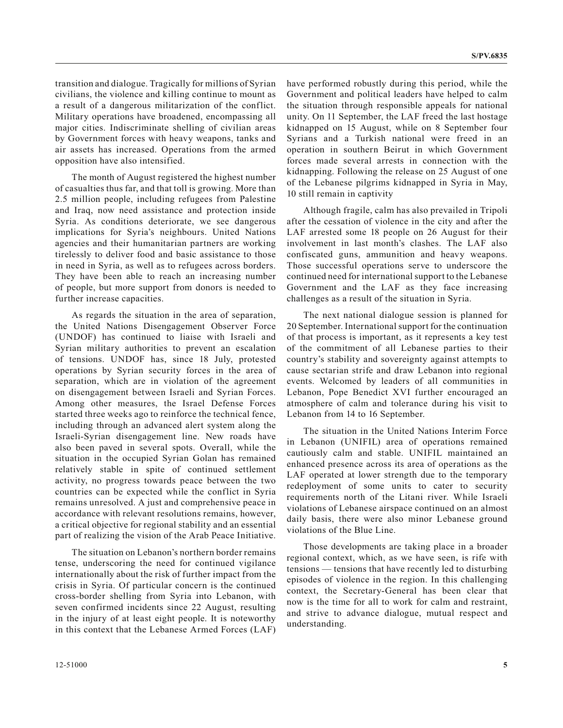transition and dialogue. Tragically for millions of Syrian civilians, the violence and killing continue to mount as a result of a dangerous militarization of the conflict. Military operations have broadened, encompassing all major cities. Indiscriminate shelling of civilian areas by Government forces with heavy weapons, tanks and air assets has increased. Operations from the armed opposition have also intensified.

The month of August registered the highest number of casualties thus far, and that toll is growing. More than 2.5 million people, including refugees from Palestine and Iraq, now need assistance and protection inside Syria. As conditions deteriorate, we see dangerous implications for Syria's neighbours. United Nations agencies and their humanitarian partners are working tirelessly to deliver food and basic assistance to those in need in Syria, as well as to refugees across borders. They have been able to reach an increasing number of people, but more support from donors is needed to further increase capacities.

As regards the situation in the area of separation, the United Nations Disengagement Observer Force (UNDOF) has continued to liaise with Israeli and Syrian military authorities to prevent an escalation of tensions. UNDOF has, since 18 July, protested operations by Syrian security forces in the area of separation, which are in violation of the agreement on disengagement between Israeli and Syrian Forces. Among other measures, the Israel Defense Forces started three weeks ago to reinforce the technical fence, including through an advanced alert system along the Israeli-Syrian disengagement line. New roads have also been paved in several spots. Overall, while the situation in the occupied Syrian Golan has remained relatively stable in spite of continued settlement activity, no progress towards peace between the two countries can be expected while the conflict in Syria remains unresolved. A just and comprehensive peace in accordance with relevant resolutions remains, however, a critical objective for regional stability and an essential part of realizing the vision of the Arab Peace Initiative.

The situation on Lebanon's northern border remains tense, underscoring the need for continued vigilance internationally about the risk of further impact from the crisis in Syria. Of particular concern is the continued cross-border shelling from Syria into Lebanon, with seven confirmed incidents since 22 August, resulting in the injury of at least eight people. It is noteworthy in this context that the Lebanese Armed Forces (LAF) have performed robustly during this period, while the Government and political leaders have helped to calm the situation through responsible appeals for national unity. On 11 September, the LAF freed the last hostage kidnapped on 15 August, while on 8 September four Syrians and a Turkish national were freed in an operation in southern Beirut in which Government forces made several arrests in connection with the kidnapping. Following the release on 25 August of one of the Lebanese pilgrims kidnapped in Syria in May, 10 still remain in captivity

Although fragile, calm has also prevailed in Tripoli after the cessation of violence in the city and after the LAF arrested some 18 people on 26 August for their involvement in last month's clashes. The LAF also confiscated guns, ammunition and heavy weapons. Those successful operations serve to underscore the continued need for international support to the Lebanese Government and the LAF as they face increasing challenges as a result of the situation in Syria.

The next national dialogue session is planned for 20 September. International support for the continuation of that process is important, as it represents a key test of the commitment of all Lebanese parties to their country's stability and sovereignty against attempts to cause sectarian strife and draw Lebanon into regional events. Welcomed by leaders of all communities in Lebanon, Pope Benedict XVI further encouraged an atmosphere of calm and tolerance during his visit to Lebanon from 14 to 16 September.

The situation in the United Nations Interim Force in Lebanon (UNIFIL) area of operations remained cautiously calm and stable. UNIFIL maintained an enhanced presence across its area of operations as the LAF operated at lower strength due to the temporary redeployment of some units to cater to security requirements north of the Litani river. While Israeli violations of Lebanese airspace continued on an almost daily basis, there were also minor Lebanese ground violations of the Blue Line.

Those developments are taking place in a broader regional context, which, as we have seen, is rife with tensions — tensions that have recently led to disturbing episodes of violence in the region. In this challenging context, the Secretary-General has been clear that now is the time for all to work for calm and restraint, and strive to advance dialogue, mutual respect and understanding.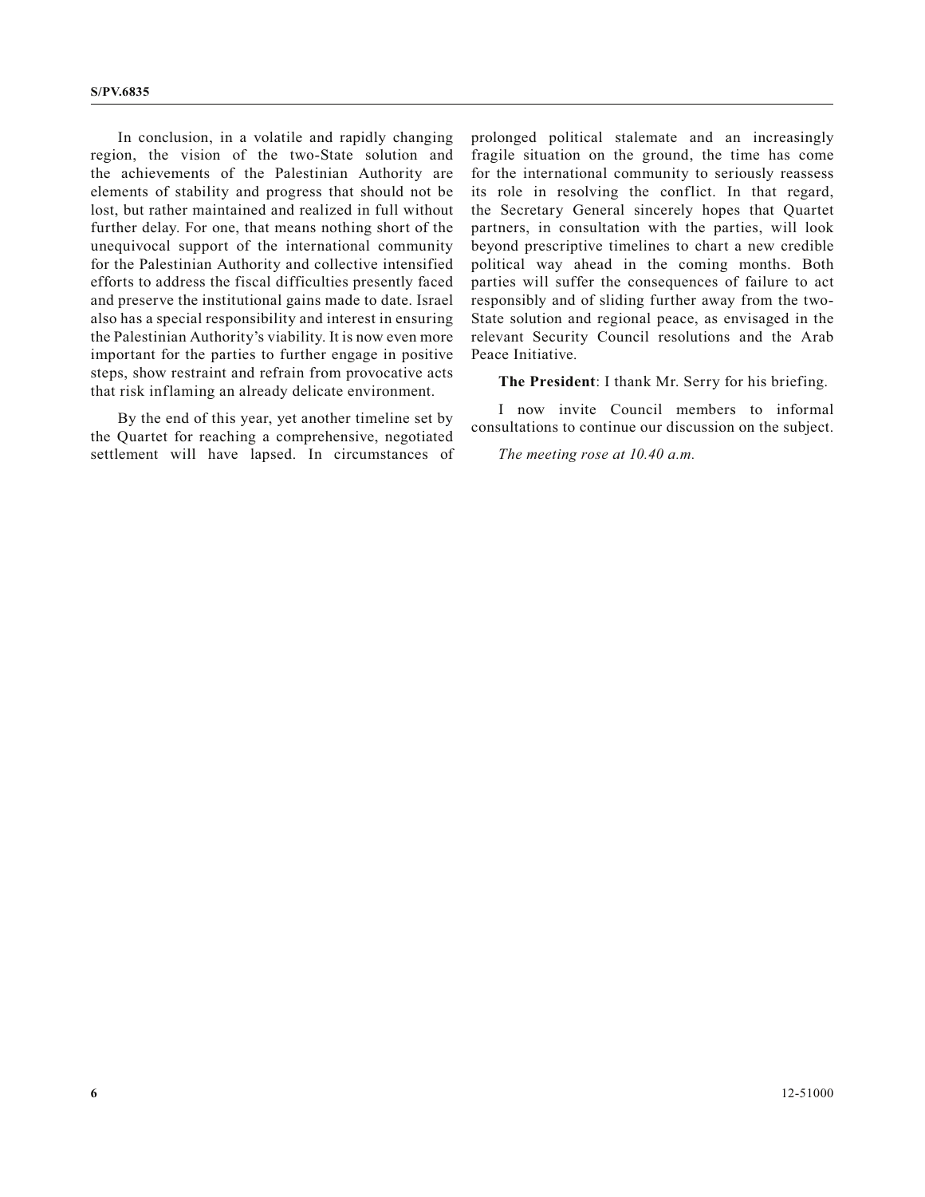In conclusion, in a volatile and rapidly changing region, the vision of the two-State solution and the achievements of the Palestinian Authority are elements of stability and progress that should not be lost, but rather maintained and realized in full without further delay. For one, that means nothing short of the unequivocal support of the international community for the Palestinian Authority and collective intensified efforts to address the fiscal difficulties presently faced and preserve the institutional gains made to date. Israel also has a special responsibility and interest in ensuring the Palestinian Authority's viability. It is now even more important for the parties to further engage in positive steps, show restraint and refrain from provocative acts that risk inflaming an already delicate environment.

By the end of this year, yet another timeline set by the Quartet for reaching a comprehensive, negotiated settlement will have lapsed. In circumstances of prolonged political stalemate and an increasingly fragile situation on the ground, the time has come for the international community to seriously reassess its role in resolving the conflict. In that regard, the Secretary General sincerely hopes that Quartet partners, in consultation with the parties, will look beyond prescriptive timelines to chart a new credible political way ahead in the coming months. Both parties will suffer the consequences of failure to act responsibly and of sliding further away from the two-State solution and regional peace, as envisaged in the relevant Security Council resolutions and the Arab Peace Initiative.

**The President**: I thank Mr. Serry for his briefing.

I now invite Council members to informal consultations to continue our discussion on the subject.

*The meeting rose at 10.40 a.m.*